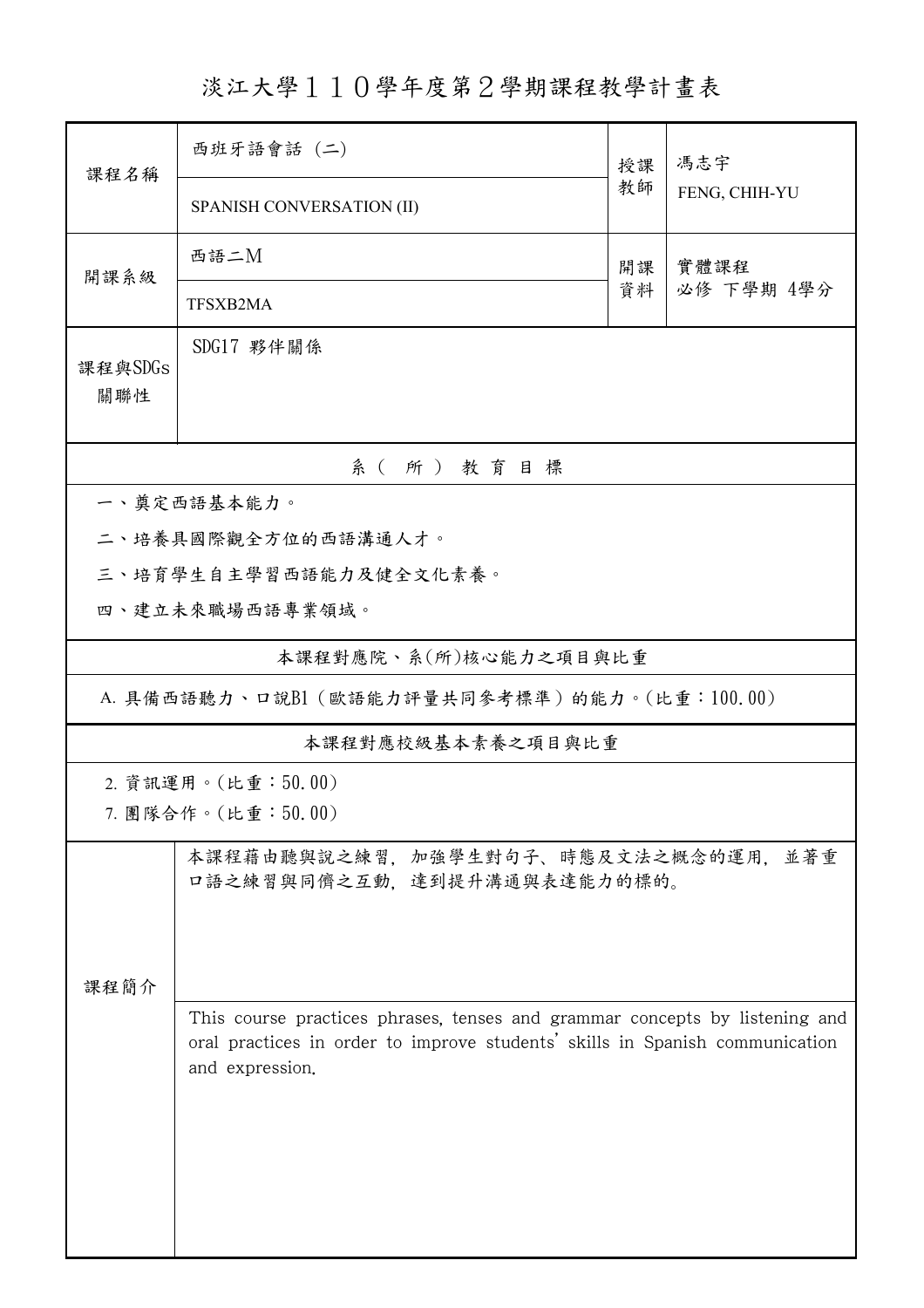# 淡江大學１１０學年度第２學期課程教學計畫表

| 課程名稱 | 西班牙語會話 (二) | 授課教師 | 馮志宇 |
|---|---|---|---|
| | SPANISH CONVERSATION (II) | | FENG, CHIH-YU |
| 開課系級 | 西語二M | 開課資料 | 實體課程<br>必修 下學期 4學分 |
| | TFSXB2MA | | |
| 課程與SDGs關聯性 | SDG17 夥伴關係 | | |

## 系（所）教育目標

一、奠定西語基本能力。

二、培養具國際觀全方位的西語溝通人才。

三、培育學生自主學習西語能力及健全文化素養。

四、建立未來職場西語專業領域。

## 本課程對應院、系(所)核心能力之項目與比重

A. 具備西語聽力、口說B1（歐語能力評量共同參考標準）的能力。(比重：100.00)

## 本課程對應校級基本素養之項目與比重

2. 資訊運用。(比重：50.00)

7. 團隊合作。(比重：50.00)

| 課程簡介 | |
|---|---|
| | 本課程藉由聽與說之練習，加強學生對句子、時態及文法之概念的運用，並著重口語之練習與同儕之互動，達到提升溝通與表達能力的標的。 |
| | This course practices phrases, tenses and grammar concepts by listening and oral practices in order to improve students' skills in Spanish communication and expression. |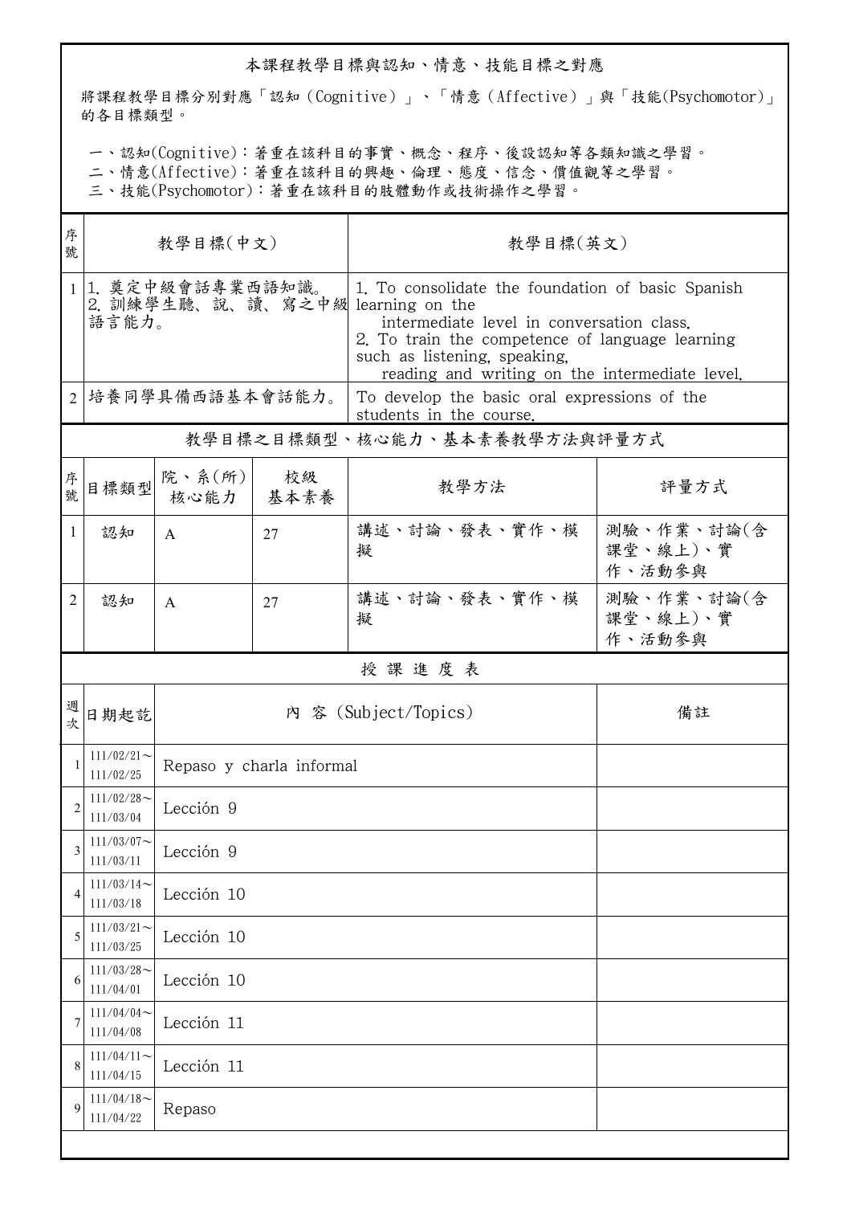## 本課程教學目標與認知、情意、技能目標之對應

將課程教學目標分別對應「認知（Cognitive）」、「情意（Affective）」與「技能(Psychomotor)」的各目標類型。

一、認知(Cognitive)：著重在該科目的事實、概念、程序、後設認知等各類知識之學習。
二、情意(Affective)：著重在該科目的興趣、倫理、態度、信念、價值觀等之學習。
三、技能(Psychomotor)：著重在該科目的肢體動作或技術操作之學習。

| 序號 | 教學目標(中文) | 教學目標(英文) |
|---|---|---|
| 1 | 1.奠定中級會話專業西語知識。<br>2.訓練學生聽、說、讀、寫之中級語言能力。 | 1. To consolidate the foundation of basic Spanish learning on the intermediate level in conversation class.<br>2. To train the competence of language learning such as listening, speaking, reading and writing on the intermediate level. |
| 2 | 培養同學具備西語基本會話能力。 | To develop the basic oral expressions of the students in the course. |

## 教學目標之目標類型、核心能力、基本素養教學方法與評量方式

| 序號 | 目標類型 | 院、系(所)核心能力 | 校級基本素養 | 教學方法 | 評量方式 |
|---|---|---|---|---|---|
| 1 | 認知 | A | 27 | 講述、討論、發表、實作、模擬 | 測驗、作業、討論(含課堂、線上)、實作、活動參與 |
| 2 | 認知 | A | 27 | 講述、討論、發表、實作、模擬 | 測驗、作業、討論(含課堂、線上)、實作、活動參與 |

## 授課進度表

| 週次 | 日期起訖 | 內 容 (Subject/Topics) | 備註 |
|---|---|---|---|
| 1 | 111/02/21～111/02/25 | Repaso y charla informal | |
| 2 | 111/02/28～111/03/04 | Lección 9 | |
| 3 | 111/03/07～111/03/11 | Lección 9 | |
| 4 | 111/03/14～111/03/18 | Lección 10 | |
| 5 | 111/03/21～111/03/25 | Lección 10 | |
| 6 | 111/03/28～111/04/01 | Lección 10 | |
| 7 | 111/04/04～111/04/08 | Lección 11 | |
| 8 | 111/04/11～111/04/15 | Lección 11 | |
| 9 | 111/04/18～111/04/22 | Repaso | |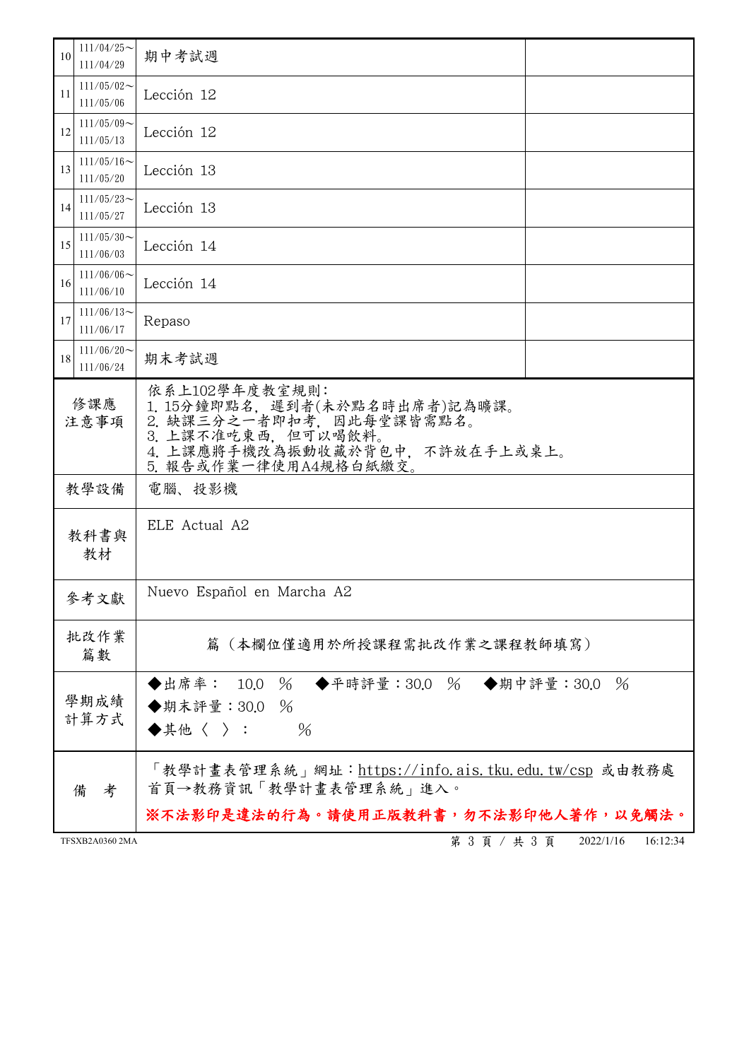| | | | |
|---|---|---|---|
| 10 | 111/04/25～<br>111/04/29 | 期中考試週 | |
| 11 | 111/05/02～<br>111/05/06 | Lección 12 | |
| 12 | 111/05/09～<br>111/05/13 | Lección 12 | |
| 13 | 111/05/16～<br>111/05/20 | Lección 13 | |
| 14 | 111/05/23～<br>111/05/27 | Lección 13 | |
| 15 | 111/05/30～<br>111/06/03 | Lección 14 | |
| 16 | 111/06/06～<br>111/06/10 | Lección 14 | |
| 17 | 111/06/13～<br>111/06/17 | Repaso | |
| 18 | 111/06/20～<br>111/06/24 | 期末考試週 | |

| | |
|---|---|
| 修課應注意事項 | 依系上102學年度教室規則：<br>1. 15分鐘即點名，遲到者(未於點名時出席者)記為曠課。<br>2. 缺課三分之一者即扣考，因此每堂課皆需點名。<br>3. 上課不准吃東西，但可以喝飲料。<br>4. 上課應將手機改為振動收藏於背包中，不許放在手上或桌上。<br>5. 報告或作業一律使用A4規格白紙繳交。 |
| 教學設備 | 電腦、投影機 |
| 教科書與教材 | ELE Actual A2 |
| 參考文獻 | Nuevo Español en Marcha A2 |
| 批改作業篇數 | 篇（本欄位僅適用於所授課程需批改作業之課程教師填寫） |
| 學期成績計算方式 | ◆出席率： 10.0 ％ ◆平時評量：30.0 ％ ◆期中評量：30.0 ％<br>◆期末評量：30.0 ％<br>◆其他〈 〉： ％ |
| 備　考 | 「教學計畫表管理系統」網址：https://info.ais.tku.edu.tw/csp 或由教務處首頁→教務資訊「教學計畫表管理系統」進入。<br>**※不法影印是違法的行為。請使用正版教科書，勿不法影印他人著作，以免觸法。** |

TFSXB2A0360 2MA　　2022/1/16　16:12:34